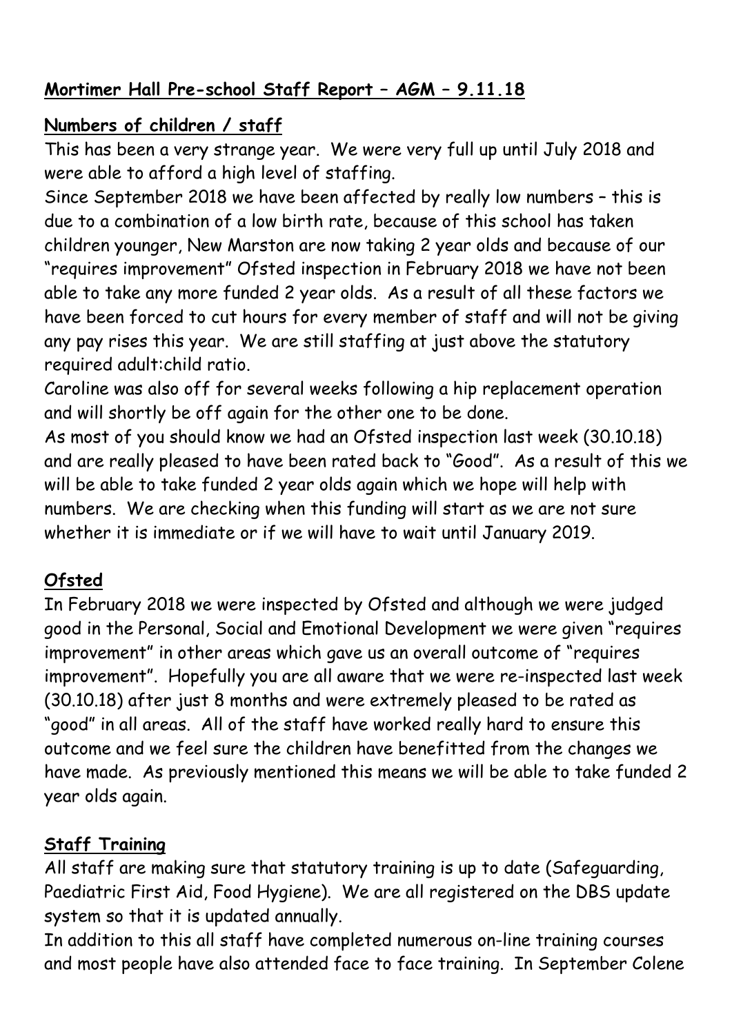# Mortimer Hall Pre-school Staff Report – AGM – 9.11.18

## Numbers of children / staff

This has been a very strange year. We were very full up until July 2018 and were able to afford a high level of staffing.

Since September 2018 we have been affected by really low numbers – this is due to a combination of a low birth rate, because of this school has taken children younger, New Marston are now taking 2 year olds and because of our "requires improvement" Ofsted inspection in February 2018 we have not been able to take any more funded 2 year olds. As a result of all these factors we have been forced to cut hours for every member of staff and will not be giving any pay rises this year. We are still staffing at just above the statutory required adult:child ratio.

Caroline was also off for several weeks following a hip replacement operation and will shortly be off again for the other one to be done.

As most of you should know we had an Ofsted inspection last week (30.10.18) and are really pleased to have been rated back to "Good". As a result of this we will be able to take funded 2 year olds again which we hope will help with numbers. We are checking when this funding will start as we are not sure whether it is immediate or if we will have to wait until January 2019.

## Ofsted

In February 2018 we were inspected by Ofsted and although we were judged good in the Personal, Social and Emotional Development we were given "requires improvement" in other areas which gave us an overall outcome of "requires improvement". Hopefully you are all aware that we were re-inspected last week (30.10.18) after just 8 months and were extremely pleased to be rated as "good" in all areas. All of the staff have worked really hard to ensure this outcome and we feel sure the children have benefitted from the changes we have made. As previously mentioned this means we will be able to take funded 2 year olds again.

## Staff Training

All staff are making sure that statutory training is up to date (Safeguarding, Paediatric First Aid, Food Hygiene). We are all registered on the DBS update system so that it is updated annually.

In addition to this all staff have completed numerous on-line training courses and most people have also attended face to face training. In September Colene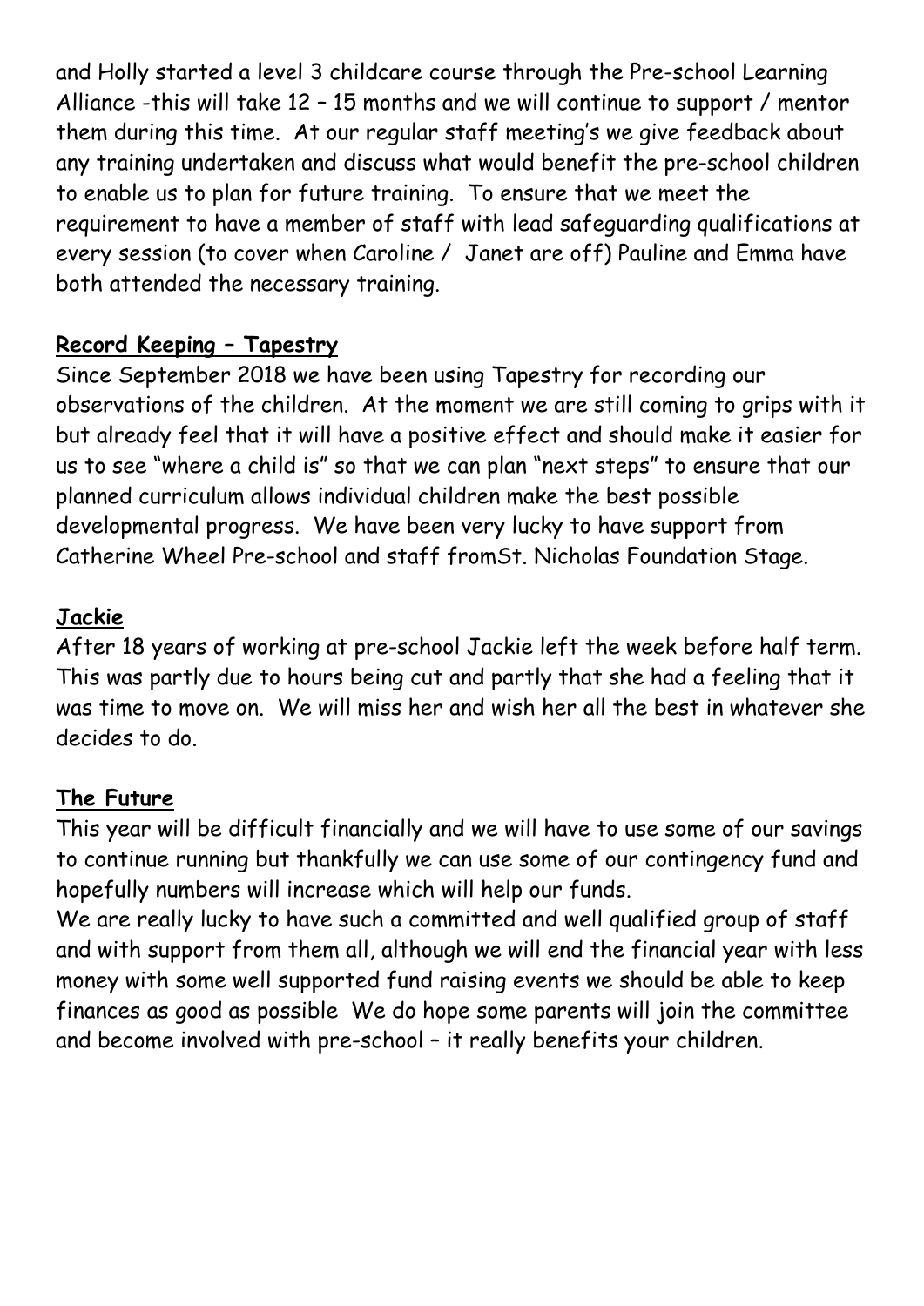and Holly started a level 3 childcare course through the Pre-school Learning Alliance -this will take 12 – 15 months and we will continue to support / mentor them during this time. At our regular staff meeting's we give feedback about any training undertaken and discuss what would benefit the pre-school children to enable us to plan for future training. To ensure that we meet the requirement to have a member of staff with lead safeguarding qualifications at every session (to cover when Caroline / Janet are off) Pauline and Emma have both attended the necessary training.

## **Record Keeping – Tapestry**

Since September 2018 we have been using Tapestry for recording our observations of the children. At the moment we are still coming to grips with it but already feel that it will have a positive effect and should make it easier for us to see "where a child is" so that we can plan "next steps" to ensure that our planned curriculum allows individual children make the best possible developmental progress. We have been very lucky to have support from Catherine Wheel Pre-school and staff fromSt. Nicholas Foundation Stage.

## **Jackie**

After 18 years of working at pre-school Jackie left the week before half term. This was partly due to hours being cut and partly that she had a feeling that it was time to move on. We will miss her and wish her all the best in whatever she decides to do.

## **The Future**

This year will be difficult financially and we will have to use some of our savings to continue running but thankfully we can use some of our contingency fund and hopefully numbers will increase which will help our funds.

We are really lucky to have such a committed and well qualified group of staff and with support from them all, although we will end the financial year with less money with some well supported fund raising events we should be able to keep finances as good as possible We do hope some parents will join the committee and become involved with pre-school – it really benefits your children.